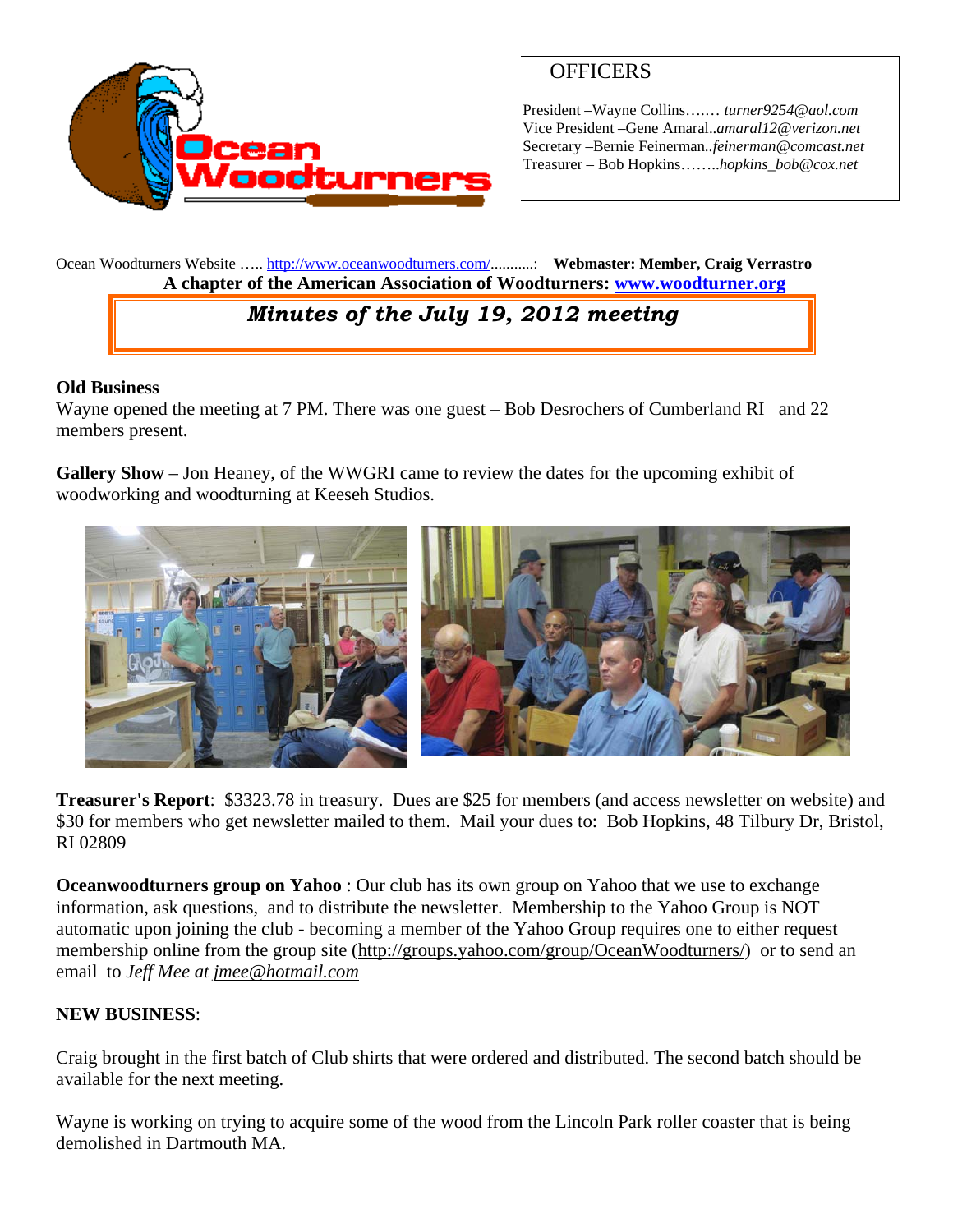## OFFICERS

President –Wayne Collins……. *turner9254@aol.com*
Vice President –Gene Amaral..*amaral12@verizon.net*
Secretary –Bernie Feinerman..*feinerman@comcast.net*
Treasurer – Bob Hopkins……..*hopkins_bob@cox.net*

Ocean Woodturners Website ….. http://www.oceanwoodturners.com/..........: **Webmaster: Member, Craig Verrastro**

**A chapter of the American Association of Woodturners: www.woodturner.org**

# *Minutes of the July 19, 2012 meeting*

**Old Business**
Wayne opened the meeting at 7 PM. There was one guest – Bob Desrochers of Cumberland RI and 22 members present.

**Gallery Show** – Jon Heaney, of the WWGRI came to review the dates for the upcoming exhibit of woodworking and woodturning at Keeseh Studios.

**Treasurer's Report**: $3323.78 in treasury. Dues are $25 for members (and access newsletter on website) and $30 for members who get newsletter mailed to them. Mail your dues to: Bob Hopkins, 48 Tilbury Dr, Bristol, RI 02809

**Oceanwoodturners group on Yahoo** : Our club has its own group on Yahoo that we use to exchange information, ask questions, and to distribute the newsletter. Membership to the Yahoo Group is NOT automatic upon joining the club - becoming a member of the Yahoo Group requires one to either request membership online from the group site (http://groups.yahoo.com/group/OceanWoodturners/) or to send an email to *Jeff Mee at jmee@hotmail.com*

**NEW BUSINESS**:

Craig brought in the first batch of Club shirts that were ordered and distributed. The second batch should be available for the next meeting.

Wayne is working on trying to acquire some of the wood from the Lincoln Park roller coaster that is being demolished in Dartmouth MA.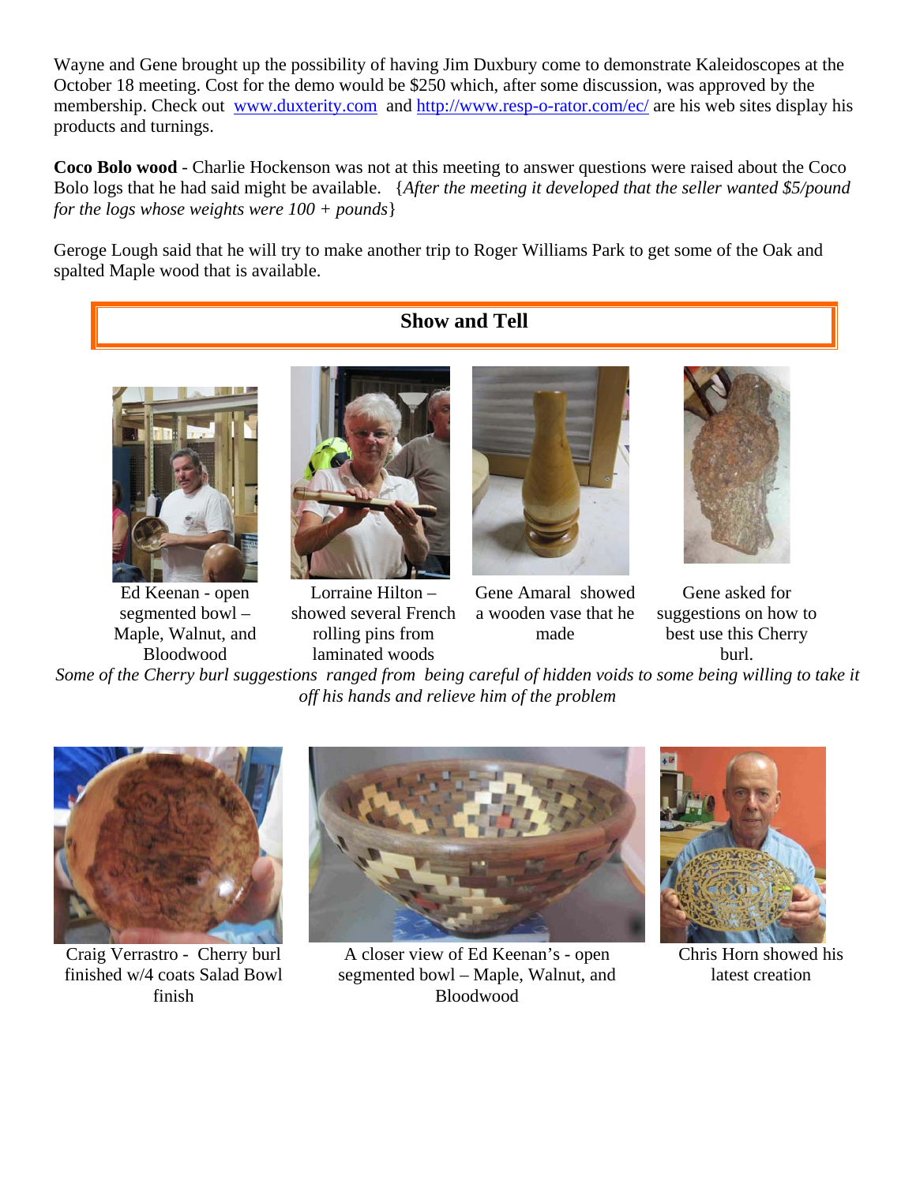Wayne and Gene brought up the possibility of having Jim Duxbury come to demonstrate Kaleidoscopes at the October 18 meeting. Cost for the demo would be $250 which, after some discussion, was approved by the membership. Check out www.duxterity.com and http://www.resp-o-rator.com/ec/ are his web sites display his products and turnings.

**Coco Bolo wood** - Charlie Hockenson was not at this meeting to answer questions were raised about the Coco Bolo logs that he had said might be available. {*After the meeting it developed that the seller wanted $5/pound for the logs whose weights were 100 + pounds*}

Geroge Lough said that he will try to make another trip to Roger Williams Park to get some of the Oak and spalted Maple wood that is available.

## Show and Tell

Ed Keenan - open segmented bowl – Maple, Walnut, and Bloodwood

Lorraine Hilton – showed several French rolling pins from laminated woods

Gene Amaral showed a wooden vase that he made

Gene asked for suggestions on how to best use this Cherry burl.

*Some of the Cherry burl suggestions ranged from being careful of hidden voids to some being willing to take it off his hands and relieve him of the problem*

Craig Verrastro - Cherry burl finished w/4 coats Salad Bowl finish

A closer view of Ed Keenan's - open segmented bowl – Maple, Walnut, and Bloodwood

Chris Horn showed his latest creation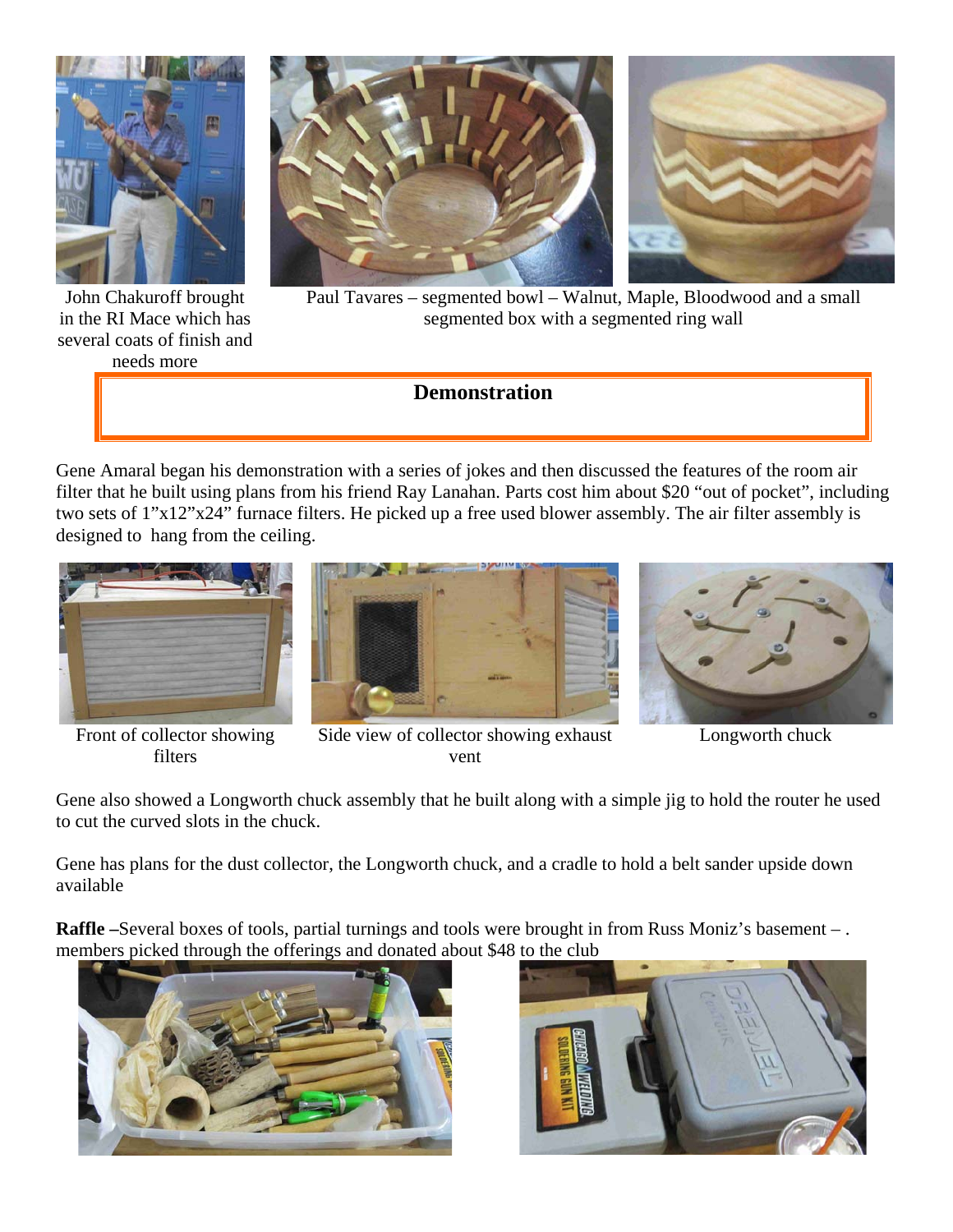John Chakuroff brought in the RI Mace which has several coats of finish and needs more

Paul Tavares – segmented bowl – Walnut, Maple, Bloodwood and a small segmented box with a segmented ring wall

## Demonstration

Gene Amaral began his demonstration with a series of jokes and then discussed the features of the room air filter that he built using plans from his friend Ray Lanahan. Parts cost him about $20 "out of pocket", including two sets of 1"x12"x24" furnace filters. He picked up a free used blower assembly. The air filter assembly is designed to hang from the ceiling.

Front of collector showing filters

Side view of collector showing exhaust vent

Longworth chuck

Gene also showed a Longworth chuck assembly that he built along with a simple jig to hold the router he used to cut the curved slots in the chuck.

Gene has plans for the dust collector, the Longworth chuck, and a cradle to hold a belt sander upside down available

**Raffle –**Several boxes of tools, partial turnings and tools were brought in from Russ Moniz's basement – . members picked through the offerings and donated about $48 to the club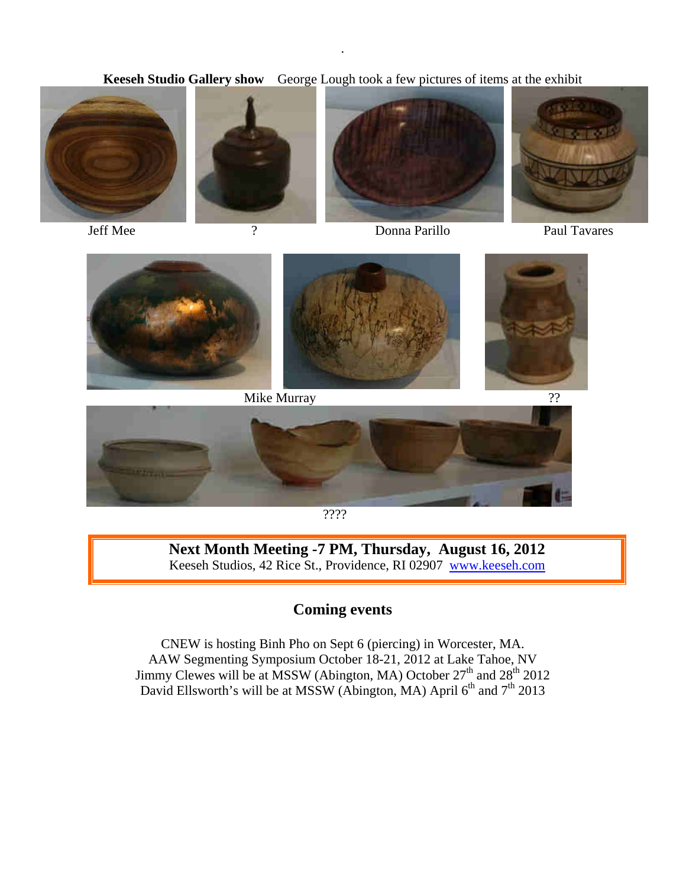**Keeseh Studio Gallery show** George Lough took a few pictures of items at the exhibit

Jeff Mee ? Donna Parillo Paul Tavares

Mike Murray ??

????

**Next Month Meeting -7 PM, Thursday, August 16, 2012**
Keeseh Studios, 42 Rice St., Providence, RI 02907 www.keeseh.com

## Coming events

CNEW is hosting Binh Pho on Sept 6 (piercing) in Worcester, MA.
AAW Segmenting Symposium October 18-21, 2012 at Lake Tahoe, NV
Jimmy Clewes will be at MSSW (Abington, MA) October 27th and 28th 2012
David Ellsworth's will be at MSSW (Abington, MA) April 6th and 7th 2013